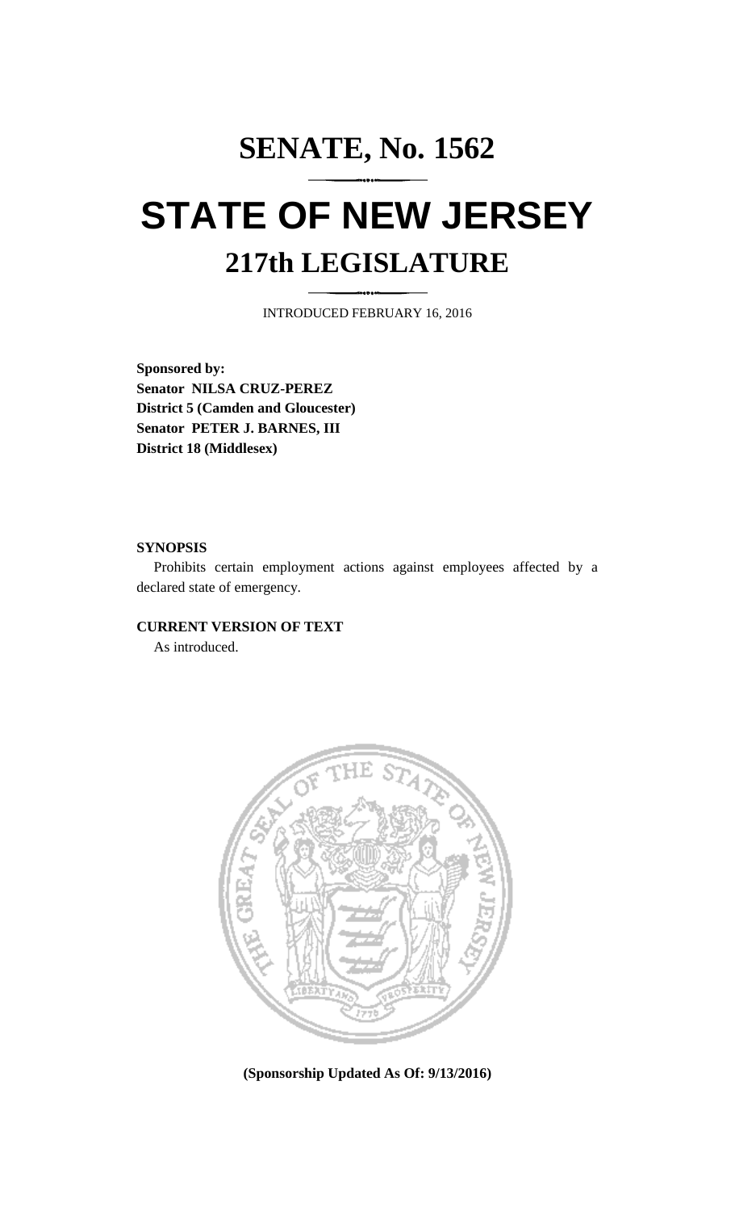# SENATE, No. 1562

# STATE OF NEW JERSEY

## 217th LEGISLATURE

INTRODUCED FEBRUARY 16, 2016

**Sponsored by:**
**Senator NILSA CRUZ-PEREZ**
**District 5 (Camden and Gloucester)**
**Senator PETER J. BARNES, III**
**District 18 (Middlesex)**

**SYNOPSIS**

Prohibits certain employment actions against employees affected by a declared state of emergency.

**CURRENT VERSION OF TEXT**

As introduced.

**(Sponsorship Updated As Of: 9/13/2016)**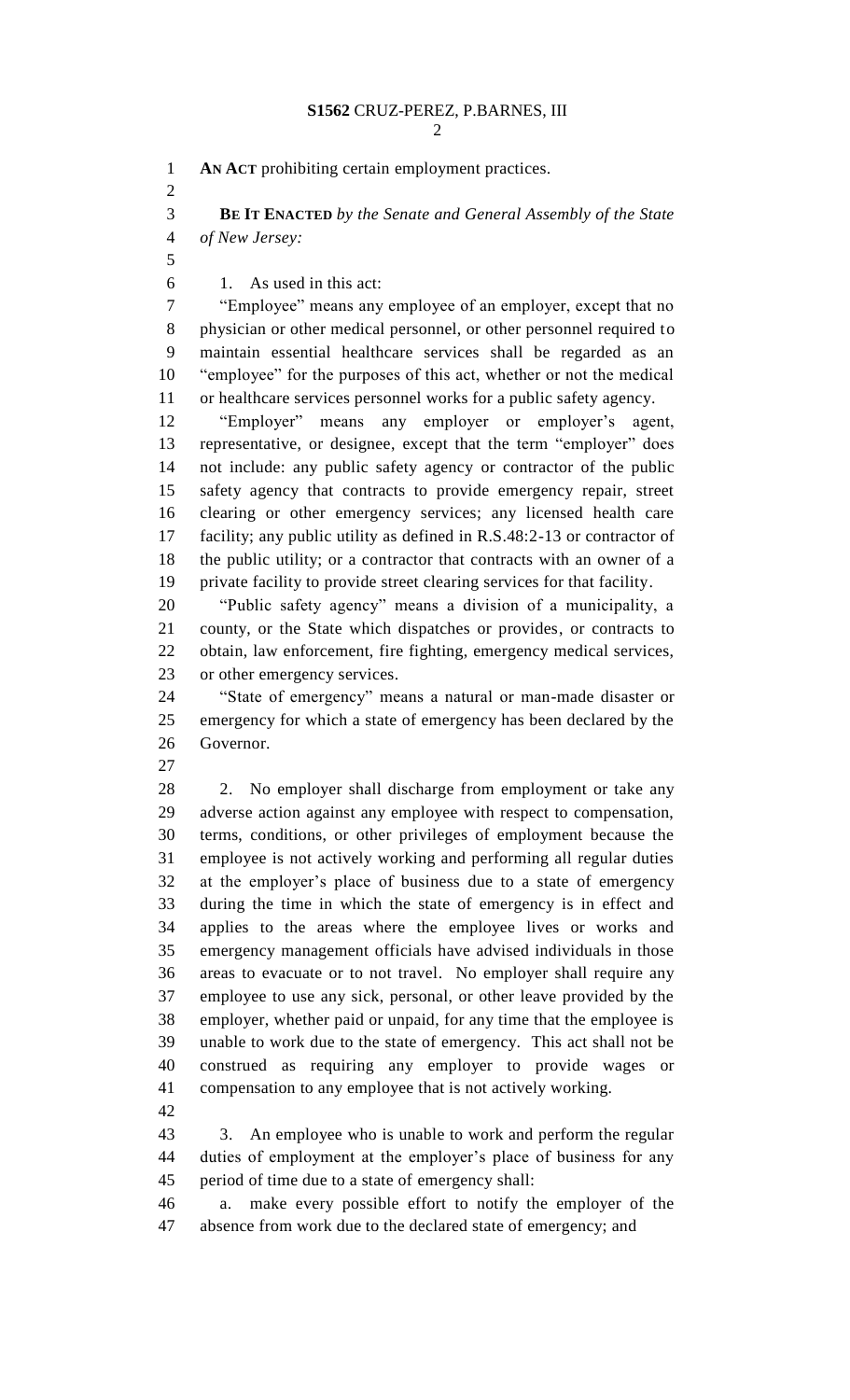**AN ACT** prohibiting certain employment practices.

**BE IT ENACTED** *by the Senate and General Assembly of the State of New Jersey:*

1. As used in this act:

"Employee" means any employee of an employer, except that no physician or other medical personnel, or other personnel required to maintain essential healthcare services shall be regarded as an "employee" for the purposes of this act, whether or not the medical or healthcare services personnel works for a public safety agency.

"Employer" means any employer or employer's agent, representative, or designee, except that the term "employer" does not include: any public safety agency or contractor of the public safety agency that contracts to provide emergency repair, street clearing or other emergency services; any licensed health care facility; any public utility as defined in R.S.48:2-13 or contractor of the public utility; or a contractor that contracts with an owner of a private facility to provide street clearing services for that facility.

"Public safety agency" means a division of a municipality, a county, or the State which dispatches or provides, or contracts to obtain, law enforcement, fire fighting, emergency medical services, or other emergency services.

"State of emergency" means a natural or man-made disaster or emergency for which a state of emergency has been declared by the Governor.

2. No employer shall discharge from employment or take any adverse action against any employee with respect to compensation, terms, conditions, or other privileges of employment because the employee is not actively working and performing all regular duties at the employer's place of business due to a state of emergency during the time in which the state of emergency is in effect and applies to the areas where the employee lives or works and emergency management officials have advised individuals in those areas to evacuate or to not travel. No employer shall require any employee to use any sick, personal, or other leave provided by the employer, whether paid or unpaid, for any time that the employee is unable to work due to the state of emergency. This act shall not be construed as requiring any employer to provide wages or compensation to any employee that is not actively working.

3. An employee who is unable to work and perform the regular duties of employment at the employer's place of business for any period of time due to a state of emergency shall:

a. make every possible effort to notify the employer of the absence from work due to the declared state of emergency; and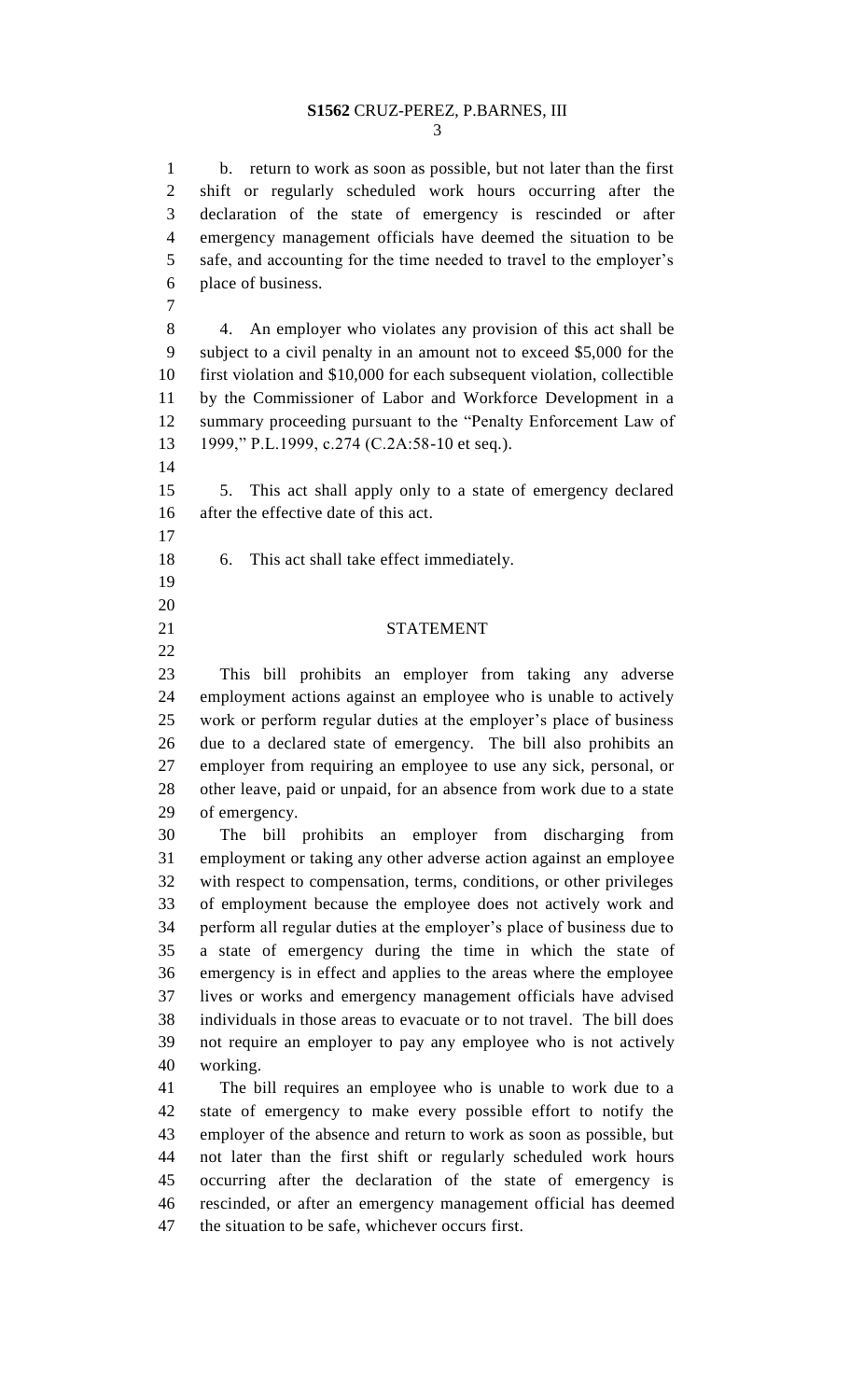b. return to work as soon as possible, but not later than the first shift or regularly scheduled work hours occurring after the declaration of the state of emergency is rescinded or after emergency management officials have deemed the situation to be safe, and accounting for the time needed to travel to the employer's place of business.

4. An employer who violates any provision of this act shall be subject to a civil penalty in an amount not to exceed $5,000 for the first violation and $10,000 for each subsequent violation, collectible by the Commissioner of Labor and Workforce Development in a summary proceeding pursuant to the "Penalty Enforcement Law of 1999," P.L.1999, c.274 (C.2A:58-10 et seq.).

5. This act shall apply only to a state of emergency declared after the effective date of this act.

6. This act shall take effect immediately.

## STATEMENT

This bill prohibits an employer from taking any adverse employment actions against an employee who is unable to actively work or perform regular duties at the employer's place of business due to a declared state of emergency. The bill also prohibits an employer from requiring an employee to use any sick, personal, or other leave, paid or unpaid, for an absence from work due to a state of emergency.

The bill prohibits an employer from discharging from employment or taking any other adverse action against an employee with respect to compensation, terms, conditions, or other privileges of employment because the employee does not actively work and perform all regular duties at the employer's place of business due to a state of emergency during the time in which the state of emergency is in effect and applies to the areas where the employee lives or works and emergency management officials have advised individuals in those areas to evacuate or to not travel. The bill does not require an employer to pay any employee who is not actively working.

The bill requires an employee who is unable to work due to a state of emergency to make every possible effort to notify the employer of the absence and return to work as soon as possible, but not later than the first shift or regularly scheduled work hours occurring after the declaration of the state of emergency is rescinded, or after an emergency management official has deemed the situation to be safe, whichever occurs first.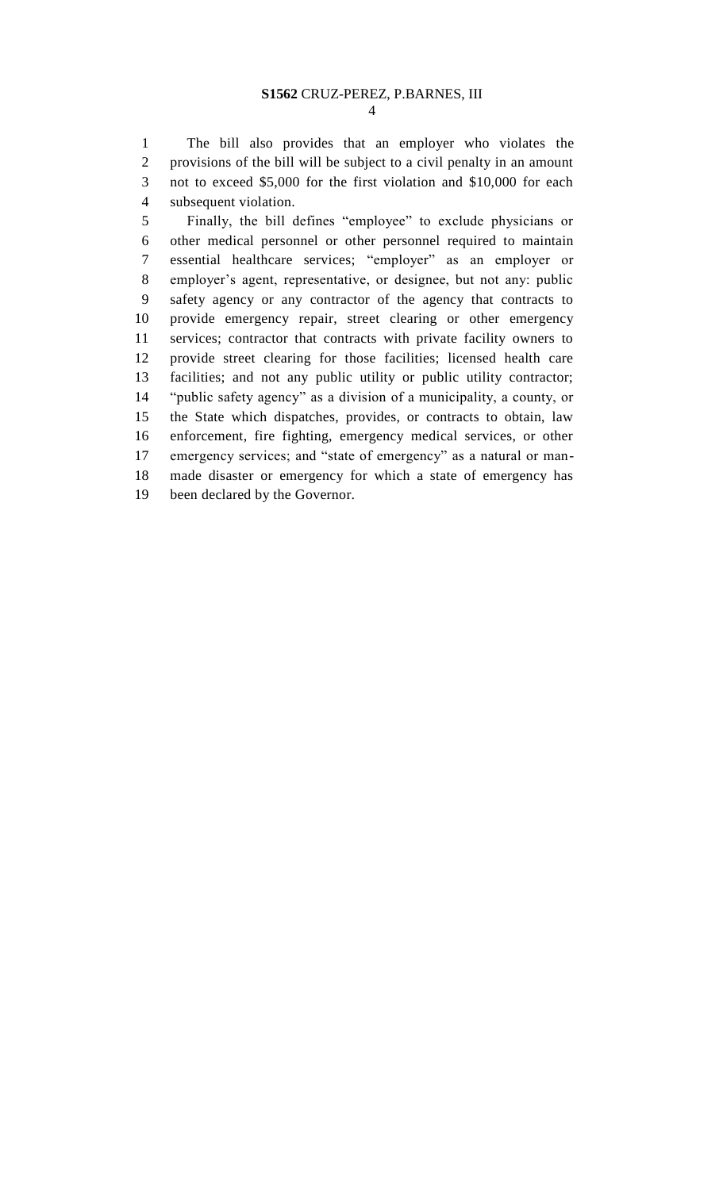The bill also provides that an employer who violates the provisions of the bill will be subject to a civil penalty in an amount not to exceed $5,000 for the first violation and $10,000 for each subsequent violation.

Finally, the bill defines "employee" to exclude physicians or other medical personnel or other personnel required to maintain essential healthcare services; "employer" as an employer or employer's agent, representative, or designee, but not any: public safety agency or any contractor of the agency that contracts to provide emergency repair, street clearing or other emergency services; contractor that contracts with private facility owners to provide street clearing for those facilities; licensed health care facilities; and not any public utility or public utility contractor; "public safety agency" as a division of a municipality, a county, or the State which dispatches, provides, or contracts to obtain, law enforcement, fire fighting, emergency medical services, or other emergency services; and "state of emergency" as a natural or man-made disaster or emergency for which a state of emergency has been declared by the Governor.